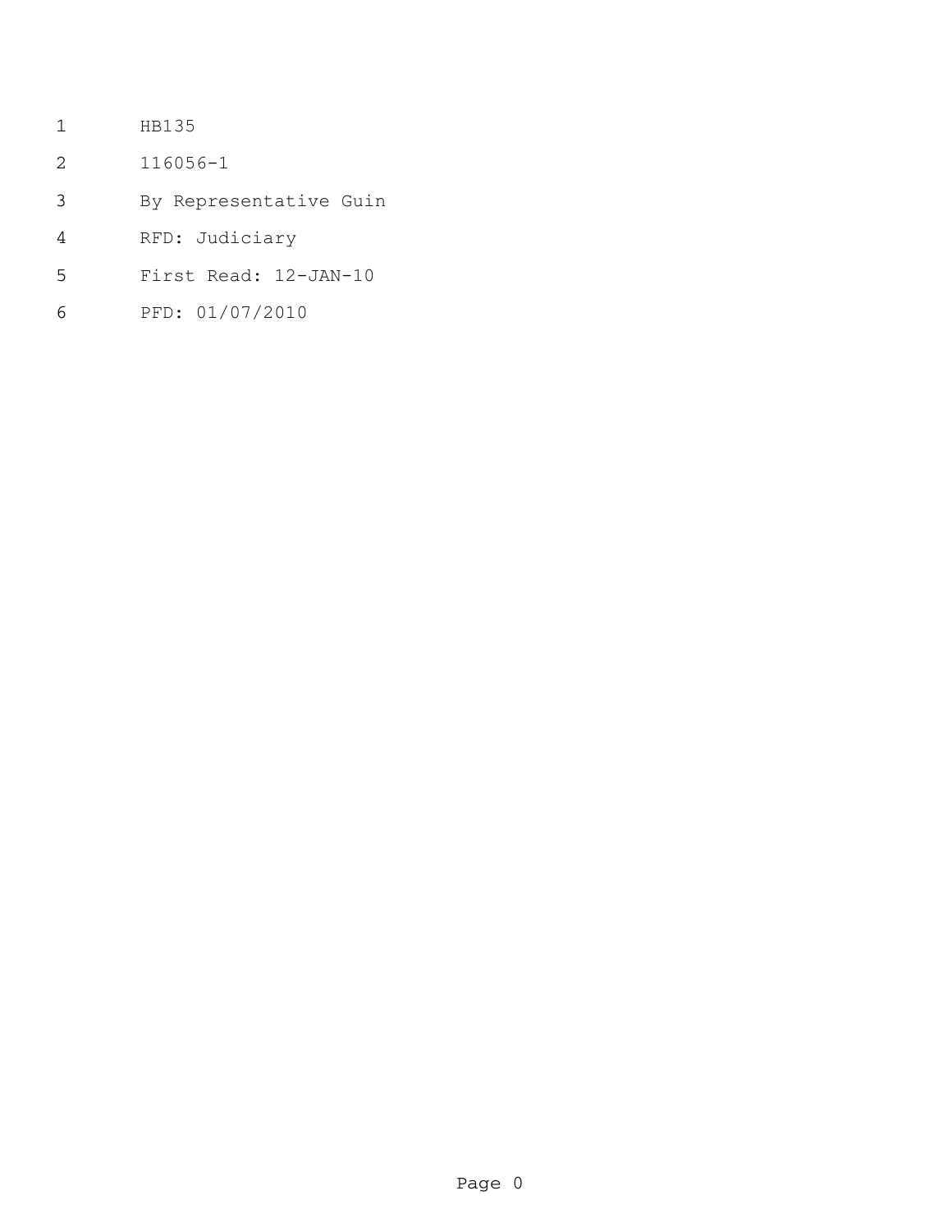HB135

116056-1

By Representative Guin

RFD: Judiciary

First Read: 12-JAN-10

PFD: 01/07/2010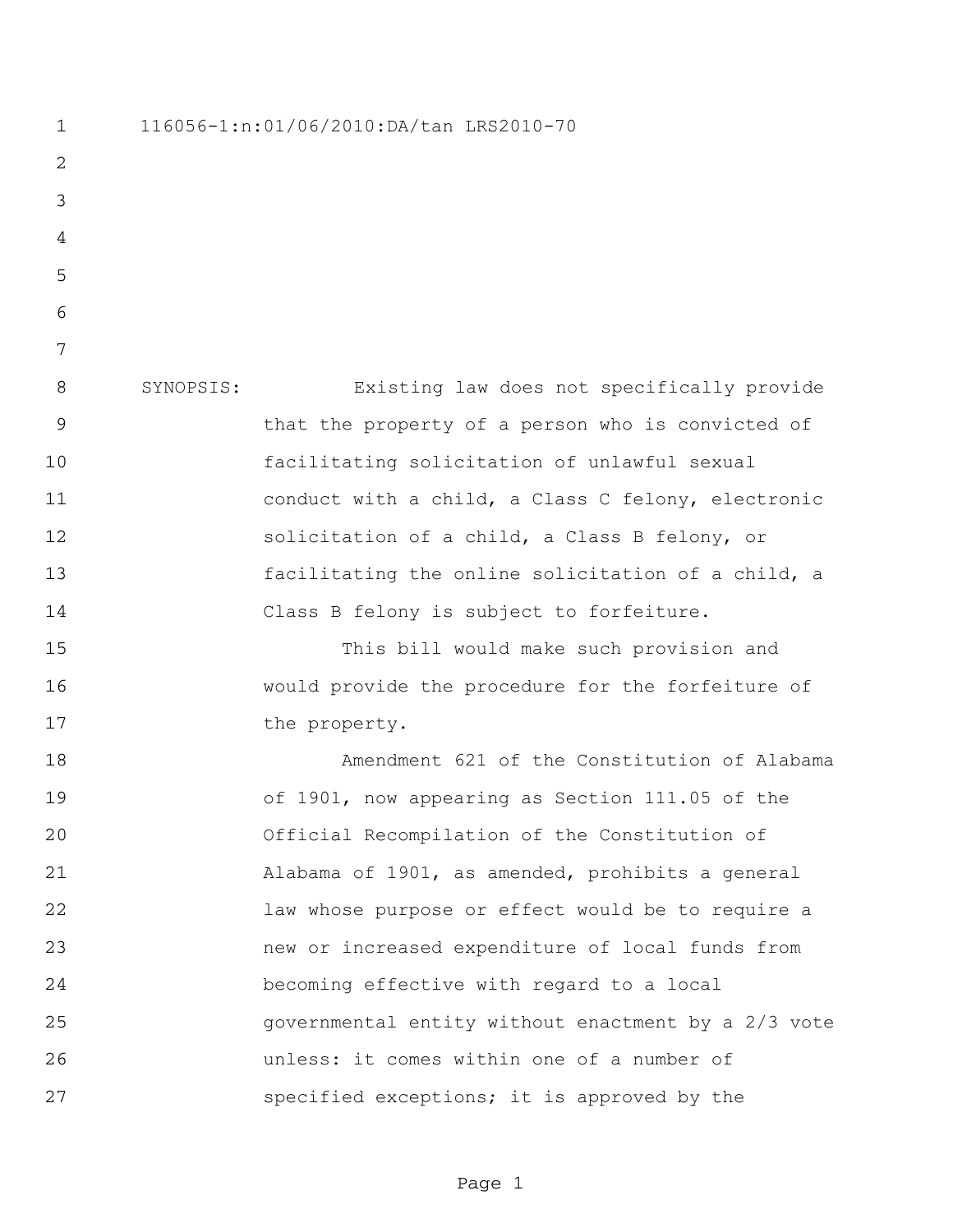116056-1:n:01/06/2010:DA/tan LRS2010-70

SYNOPSIS: Existing law does not specifically provide that the property of a person who is convicted of facilitating solicitation of unlawful sexual conduct with a child, a Class C felony, electronic solicitation of a child, a Class B felony, or facilitating the online solicitation of a child, a Class B felony is subject to forfeiture.

This bill would make such provision and would provide the procedure for the forfeiture of the property.

Amendment 621 of the Constitution of Alabama of 1901, now appearing as Section 111.05 of the Official Recompilation of the Constitution of Alabama of 1901, as amended, prohibits a general law whose purpose or effect would be to require a new or increased expenditure of local funds from becoming effective with regard to a local governmental entity without enactment by a 2/3 vote unless: it comes within one of a number of specified exceptions; it is approved by the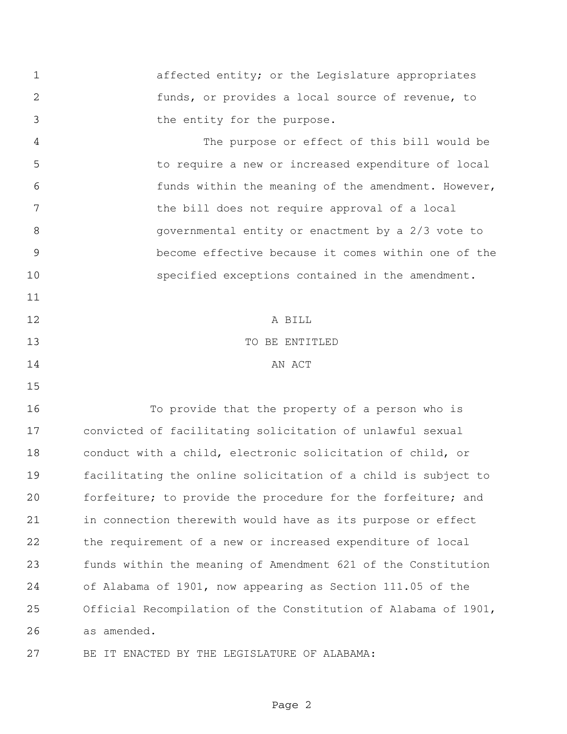affected entity; or the Legislature appropriates funds, or provides a local source of revenue, to the entity for the purpose.

The purpose or effect of this bill would be to require a new or increased expenditure of local funds within the meaning of the amendment. However, the bill does not require approval of a local governmental entity or enactment by a 2/3 vote to become effective because it comes within one of the specified exceptions contained in the amendment.

A BILL

TO BE ENTITLED

AN ACT

To provide that the property of a person who is convicted of facilitating solicitation of unlawful sexual conduct with a child, electronic solicitation of child, or facilitating the online solicitation of a child is subject to forfeiture; to provide the procedure for the forfeiture; and in connection therewith would have as its purpose or effect the requirement of a new or increased expenditure of local funds within the meaning of Amendment 621 of the Constitution of Alabama of 1901, now appearing as Section 111.05 of the Official Recompilation of the Constitution of Alabama of 1901, as amended.

BE IT ENACTED BY THE LEGISLATURE OF ALABAMA: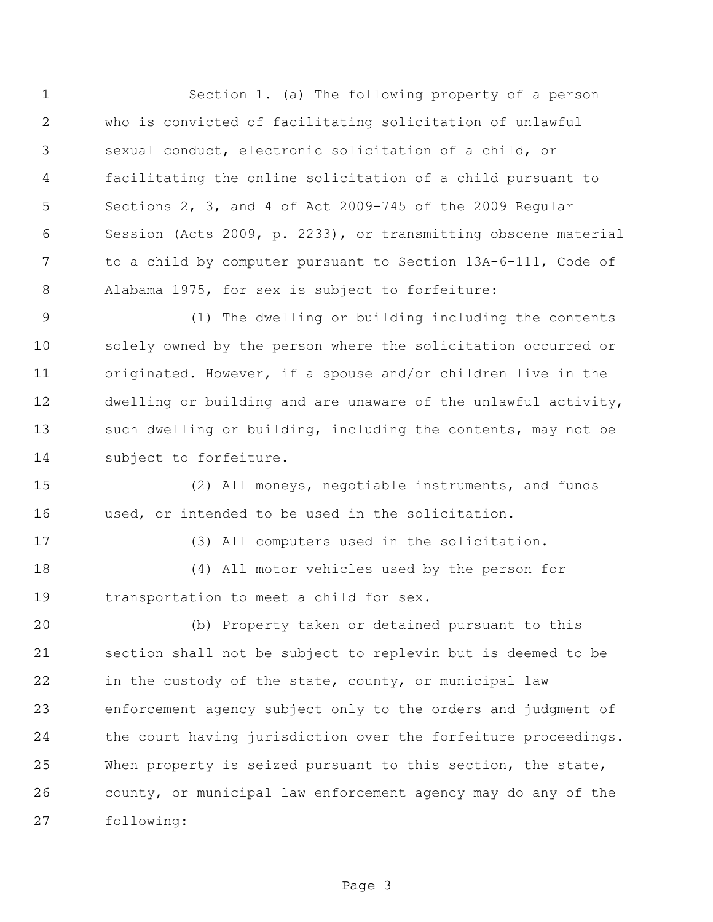Section 1. (a) The following property of a person who is convicted of facilitating solicitation of unlawful sexual conduct, electronic solicitation of a child, or facilitating the online solicitation of a child pursuant to Sections 2, 3, and 4 of Act 2009-745 of the 2009 Regular Session (Acts 2009, p. 2233), or transmitting obscene material to a child by computer pursuant to Section 13A-6-111, Code of Alabama 1975, for sex is subject to forfeiture:

(1) The dwelling or building including the contents solely owned by the person where the solicitation occurred or originated. However, if a spouse and/or children live in the dwelling or building and are unaware of the unlawful activity, such dwelling or building, including the contents, may not be subject to forfeiture.

(2) All moneys, negotiable instruments, and funds used, or intended to be used in the solicitation.

(3) All computers used in the solicitation.

(4) All motor vehicles used by the person for transportation to meet a child for sex.

(b) Property taken or detained pursuant to this section shall not be subject to replevin but is deemed to be in the custody of the state, county, or municipal law enforcement agency subject only to the orders and judgment of the court having jurisdiction over the forfeiture proceedings. When property is seized pursuant to this section, the state, county, or municipal law enforcement agency may do any of the following: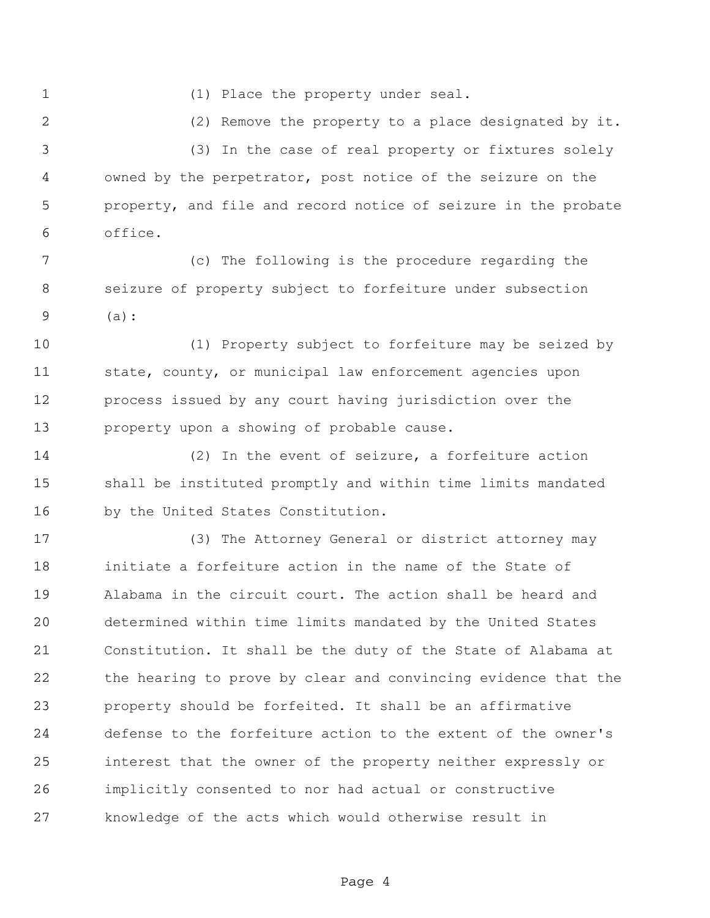(1) Place the property under seal.

(2) Remove the property to a place designated by it.

(3) In the case of real property or fixtures solely owned by the perpetrator, post notice of the seizure on the property, and file and record notice of seizure in the probate office.

(c) The following is the procedure regarding the seizure of property subject to forfeiture under subsection (a):

(1) Property subject to forfeiture may be seized by state, county, or municipal law enforcement agencies upon process issued by any court having jurisdiction over the property upon a showing of probable cause.

(2) In the event of seizure, a forfeiture action shall be instituted promptly and within time limits mandated by the United States Constitution.

(3) The Attorney General or district attorney may initiate a forfeiture action in the name of the State of Alabama in the circuit court. The action shall be heard and determined within time limits mandated by the United States Constitution. It shall be the duty of the State of Alabama at the hearing to prove by clear and convincing evidence that the property should be forfeited. It shall be an affirmative defense to the forfeiture action to the extent of the owner's interest that the owner of the property neither expressly or implicitly consented to nor had actual or constructive knowledge of the acts which would otherwise result in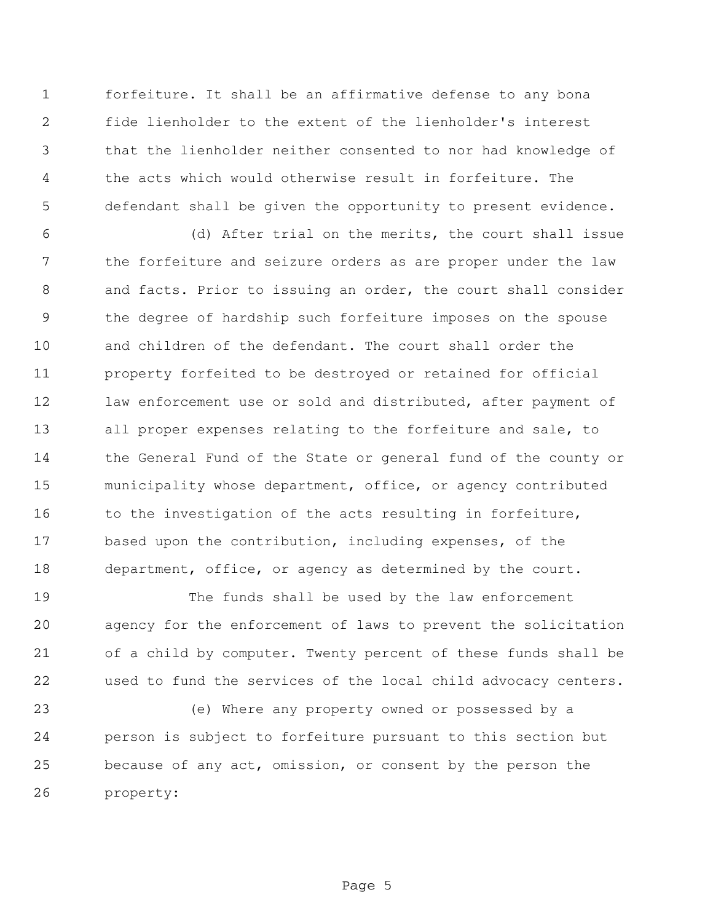forfeiture. It shall be an affirmative defense to any bona fide lienholder to the extent of the lienholder's interest that the lienholder neither consented to nor had knowledge of the acts which would otherwise result in forfeiture. The defendant shall be given the opportunity to present evidence.

(d) After trial on the merits, the court shall issue the forfeiture and seizure orders as are proper under the law and facts. Prior to issuing an order, the court shall consider the degree of hardship such forfeiture imposes on the spouse and children of the defendant. The court shall order the property forfeited to be destroyed or retained for official law enforcement use or sold and distributed, after payment of all proper expenses relating to the forfeiture and sale, to the General Fund of the State or general fund of the county or municipality whose department, office, or agency contributed to the investigation of the acts resulting in forfeiture, based upon the contribution, including expenses, of the department, office, or agency as determined by the court.

The funds shall be used by the law enforcement agency for the enforcement of laws to prevent the solicitation of a child by computer. Twenty percent of these funds shall be used to fund the services of the local child advocacy centers.

(e) Where any property owned or possessed by a person is subject to forfeiture pursuant to this section but because of any act, omission, or consent by the person the property: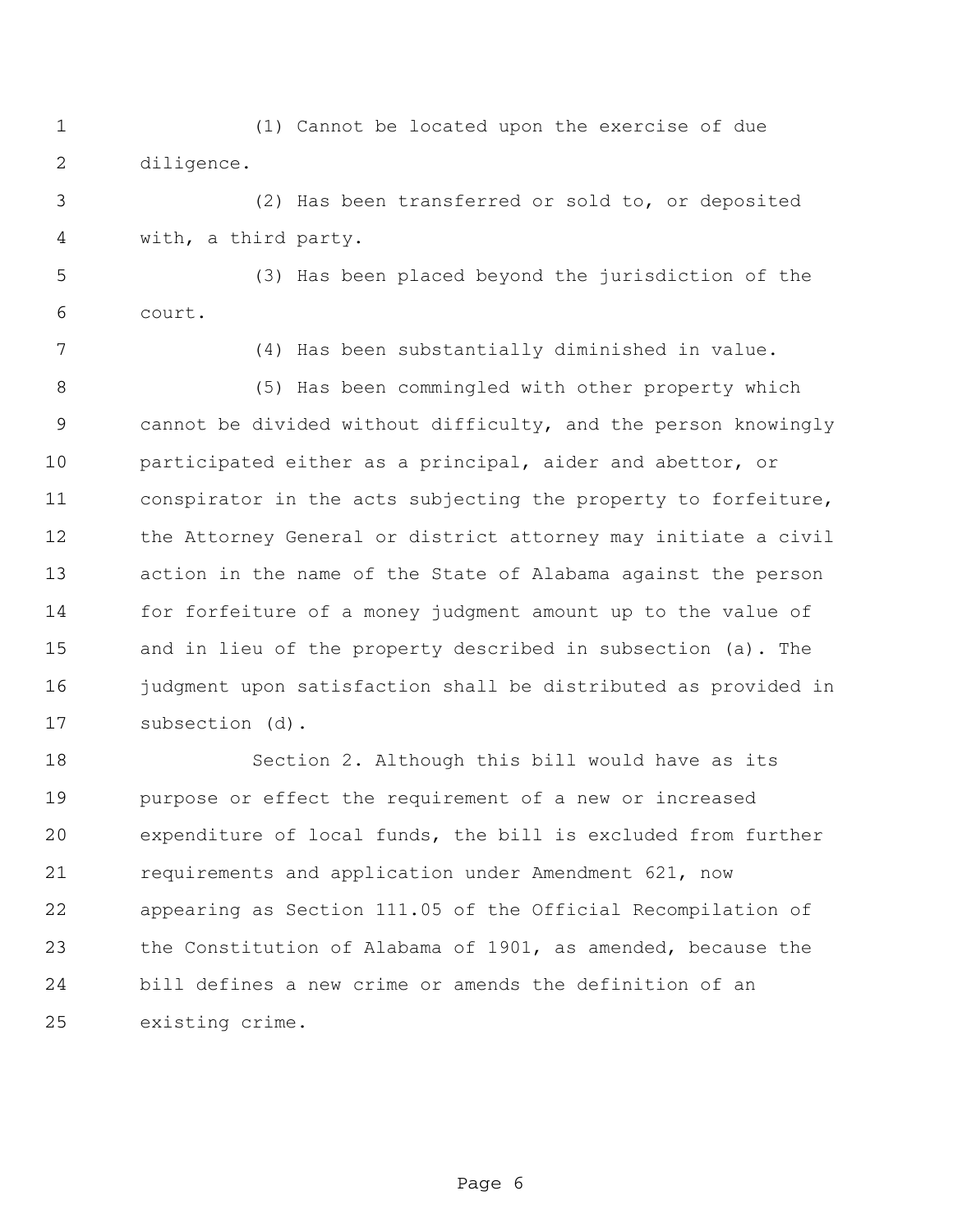(1) Cannot be located upon the exercise of due diligence.

(2) Has been transferred or sold to, or deposited with, a third party.

(3) Has been placed beyond the jurisdiction of the court.

(4) Has been substantially diminished in value.

(5) Has been commingled with other property which cannot be divided without difficulty, and the person knowingly participated either as a principal, aider and abettor, or conspirator in the acts subjecting the property to forfeiture, the Attorney General or district attorney may initiate a civil action in the name of the State of Alabama against the person for forfeiture of a money judgment amount up to the value of and in lieu of the property described in subsection (a). The judgment upon satisfaction shall be distributed as provided in subsection (d).

Section 2. Although this bill would have as its purpose or effect the requirement of a new or increased expenditure of local funds, the bill is excluded from further requirements and application under Amendment 621, now appearing as Section 111.05 of the Official Recompilation of the Constitution of Alabama of 1901, as amended, because the bill defines a new crime or amends the definition of an existing crime.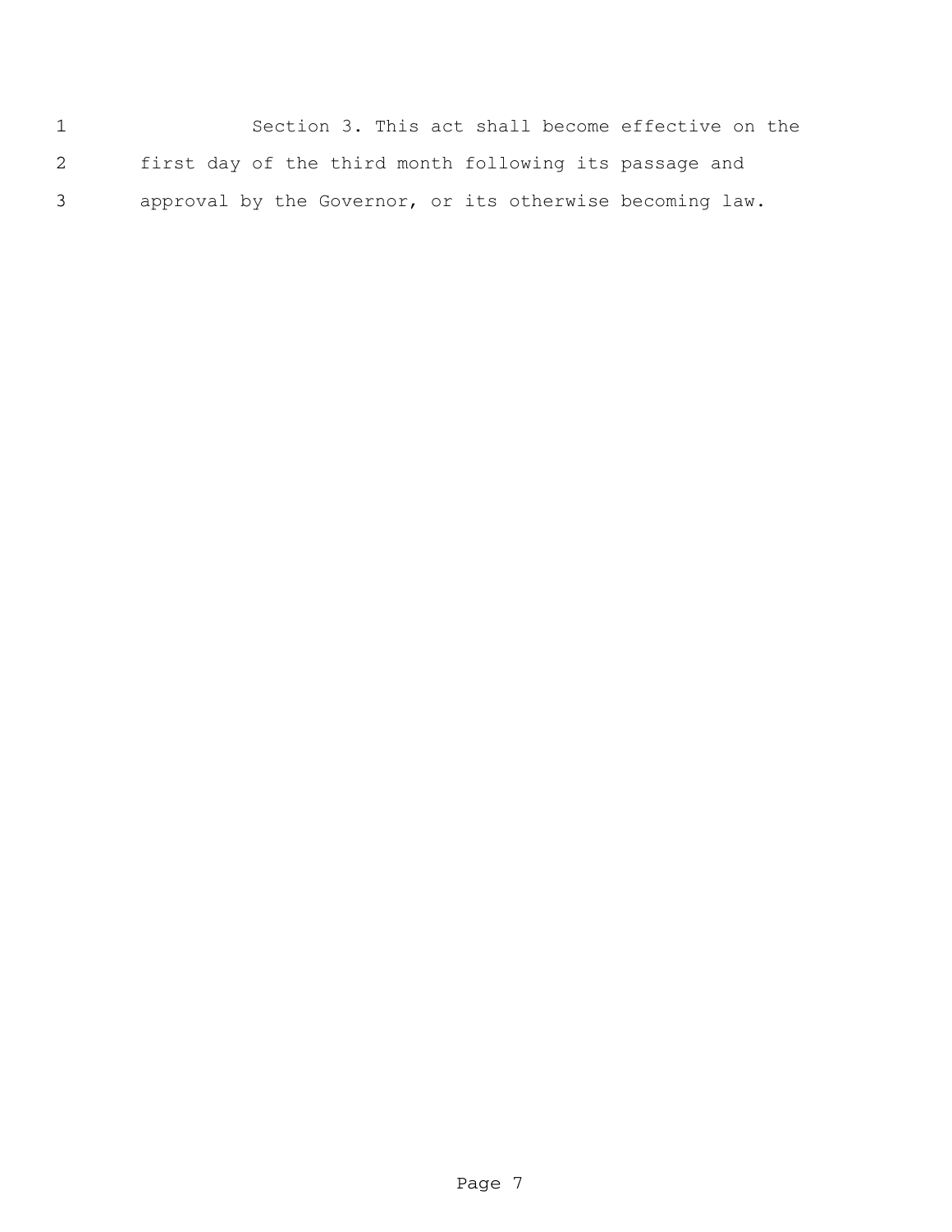Section 3. This act shall become effective on the first day of the third month following its passage and approval by the Governor, or its otherwise becoming law.